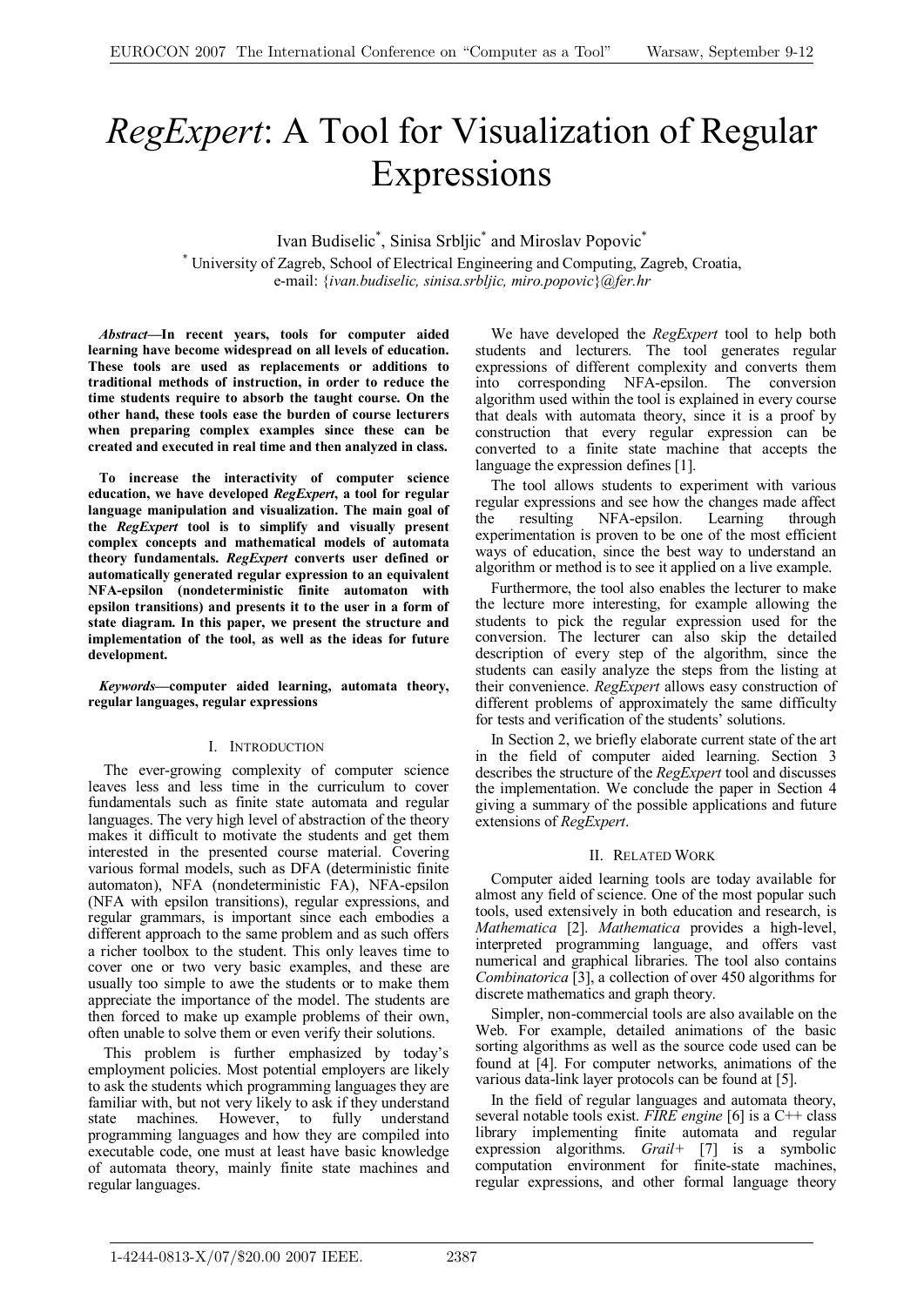# *RegExpert*: A Tool for Visualization of Regular Expressions

Ivan Budiselic[*], Sinisa Srbljic[*] and Miroslav Popovic[*]

[*] University of Zagreb, School of Electrical Engineering and Computing, Zagreb, Croatia,
e-mail: {*ivan.budiselic, sinisa.srbljic, miro.popovic*}*@fer.hr*

***Abstract*—In recent years, tools for computer aided learning have become widespread on all levels of education. These tools are used as replacements or additions to traditional methods of instruction, in order to reduce the time students require to absorb the taught course. On the other hand, these tools ease the burden of course lecturers when preparing complex examples since these can be created and executed in real time and then analyzed in class.**

**To increase the interactivity of computer science education, we have developed *RegExpert*, a tool for regular language manipulation and visualization. The main goal of the *RegExpert* tool is to simplify and visually present complex concepts and mathematical models of automata theory fundamentals. *RegExpert* converts user defined or automatically generated regular expression to an equivalent NFA-epsilon (nondeterministic finite automaton with epsilon transitions) and presents it to the user in a form of state diagram. In this paper, we present the structure and implementation of the tool, as well as the ideas for future development.**

***Keywords*—computer aided learning, automata theory, regular languages, regular expressions**

## I. INTRODUCTION

The ever-growing complexity of computer science leaves less and less time in the curriculum to cover fundamentals such as finite state automata and regular languages. The very high level of abstraction of the theory makes it difficult to motivate the students and get them interested in the presented course material. Covering various formal models, such as DFA (deterministic finite automaton), NFA (nondeterministic FA), NFA-epsilon (NFA with epsilon transitions), regular expressions, and regular grammars, is important since each embodies a different approach to the same problem and as such offers a richer toolbox to the student. This only leaves time to cover one or two very basic examples, and these are usually too simple to awe the students or to make them appreciate the importance of the model. The students are then forced to make up example problems of their own, often unable to solve them or even verify their solutions.

This problem is further emphasized by today's employment policies. Most potential employers are likely to ask the students which programming languages they are familiar with, but not very likely to ask if they understand state machines. However, to fully understand programming languages and how they are compiled into executable code, one must at least have basic knowledge of automata theory, mainly finite state machines and regular languages.

We have developed the *RegExpert* tool to help both students and lecturers. The tool generates regular expressions of different complexity and converts them into corresponding NFA-epsilon. The conversion algorithm used within the tool is explained in every course that deals with automata theory, since it is a proof by construction that every regular expression can be converted to a finite state machine that accepts the language the expression defines [1].

The tool allows students to experiment with various regular expressions and see how the changes made affect the resulting NFA-epsilon. Learning through experimentation is proven to be one of the most efficient ways of education, since the best way to understand an algorithm or method is to see it applied on a live example.

Furthermore, the tool also enables the lecturer to make the lecture more interesting, for example allowing the students to pick the regular expression used for the conversion. The lecturer can also skip the detailed description of every step of the algorithm, since the students can easily analyze the steps from the listing at their convenience. *RegExpert* allows easy construction of different problems of approximately the same difficulty for tests and verification of the students' solutions.

In Section 2, we briefly elaborate current state of the art in the field of computer aided learning. Section 3 describes the structure of the *RegExpert* tool and discusses the implementation. We conclude the paper in Section 4 giving a summary of the possible applications and future extensions of *RegExpert*.

## II. RELATED WORK

Computer aided learning tools are today available for almost any field of science. One of the most popular such tools, used extensively in both education and research, is *Mathematica* [2]. *Mathematica* provides a high-level, interpreted programming language, and offers vast numerical and graphical libraries. The tool also contains *Combinatorica* [3], a collection of over 450 algorithms for discrete mathematics and graph theory.

Simpler, non-commercial tools are also available on the Web. For example, detailed animations of the basic sorting algorithms as well as the source code used can be found at [4]. For computer networks, animations of the various data-link layer protocols can be found at [5].

In the field of regular languages and automata theory, several notable tools exist. *FIRE engine* [6] is a C++ class library implementing finite automata and regular expression algorithms. *Grail+* [7] is a symbolic computation environment for finite-state machines, regular expressions, and other formal language theory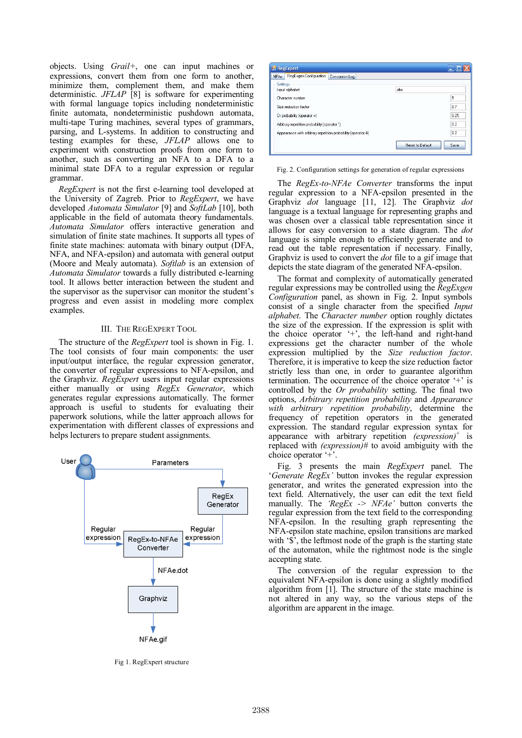objects. Using *Grail+*, one can input machines or expressions, convert them from one form to another, minimize them, complement them, and make them deterministic. *JFLAP* [8] is software for experimenting with formal language topics including nondeterministic finite automata, nondeterministic pushdown automata, multi-tape Turing machines, several types of grammars, parsing, and L-systems. In addition to constructing and testing examples for these, *JFLAP* allows one to experiment with construction proofs from one form to another, such as converting an NFA to a DFA to a minimal state DFA to a regular expression or regular grammar.

*RegExpert* is not the first e-learning tool developed at the University of Zagreb. Prior to *RegExpert*, we have developed *Automata Simulator* [9] and *SoftLab* [10], both applicable in the field of automata theory fundamentals. *Automata Simulator* offers interactive generation and simulation of finite state machines. It supports all types of finite state machines: automata with binary output (DFA, NFA, and NFA-epsilon) and automata with general output (Moore and Mealy automata). *Softlab* is an extension of *Automata Simulator* towards a fully distributed e-learning tool. It allows better interaction between the student and the supervisor as the supervisor can monitor the student's progress and even assist in modeling more complex examples.

## III. The RegExpert Tool

The structure of the *RegExpert* tool is shown in Fig. 1. The tool consists of four main components: the user input/output interface, the regular expression generator, the converter of regular expressions to NFA-epsilon, and the Graphviz. *RegExpert* users input regular expressions either manually or using *RegEx Generator*, which generates regular expressions automatically. The former approach is useful to students for evaluating their paperwork solutions, while the latter approach allows for experimentation with different classes of expressions and helps lecturers to prepare student assignments.

Fig 1. RegExpert structure

Fig. 2. Configuration settings for generation of regular expressions

The *RegEx-to-NFAe Converter* transforms the input regular expression to a NFA-epsilon presented in the Graphviz *dot* language [11, 12]. The Graphviz *dot* language is a textual language for representing graphs and was chosen over a classical table representation since it allows for easy conversion to a state diagram. The *dot* language is simple enough to efficiently generate and to read out the table representation if necessary. Finally, Graphviz is used to convert the *dot* file to a gif image that depicts the state diagram of the generated NFA-epsilon.

The format and complexity of automatically generated regular expressions may be controlled using the *RegExgen Configuration* panel, as shown in Fig. 2. Input symbols consist of a single character from the specified *Input alphabet*. The *Character number* option roughly dictates the size of the expression. If the expression is split with the choice operator '+', the left-hand and right-hand expressions get the character number of the whole expression multiplied by the *Size reduction factor*. Therefore, it is imperative to keep the size reduction factor strictly less than one, in order to guarantee algorithm termination. The occurrence of the choice operator '+' is controlled by the *Or probability* setting. The final two options, *Arbitrary repetition probability* and *Appearance with arbitrary repetition probability*, determine the frequency of repetition operators in the generated expression. The standard regular expression syntax for appearance with arbitrary repetition *(expression)*$^{+}$ is replaced with *(expression)#* to avoid ambiguity with the choice operator '+'.

Fig. 3 presents the main *RegExpert* panel. The '*Generate RegEx'* button invokes the regular expression generator, and writes the generated expression into the text field. Alternatively, the user can edit the text field manually. The *'RegEx -> NFAe'* button converts the regular expression from the text field to the corresponding NFA-epsilon. In the resulting graph representing the NFA-epsilon state machine, epsilon transitions are marked with '$', the leftmost node of the graph is the starting state of the automaton, while the rightmost node is the single accepting state.

The conversion of the regular expression to the equivalent NFA-epsilon is done using a slightly modified algorithm from [1]. The structure of the state machine is not altered in any way, so the various steps of the algorithm are apparent in the image.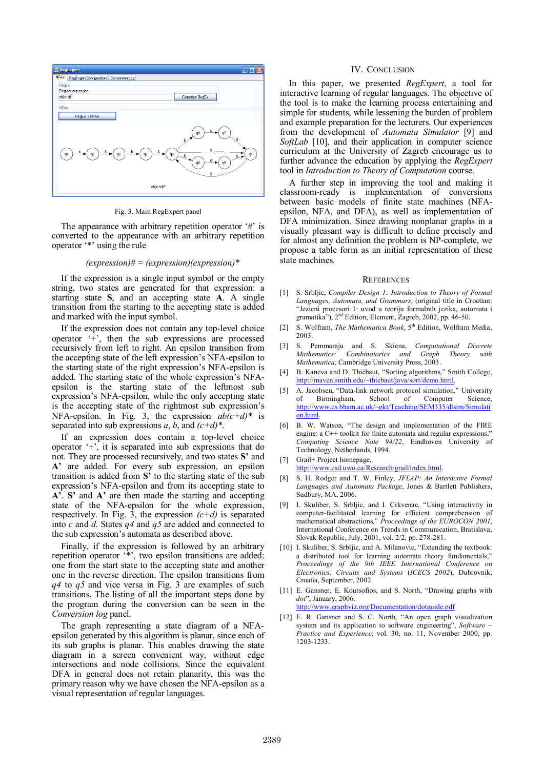Fig. 3. Main RegExpert panel

The appearance with arbitrary repetition operator '#' is converted to the appearance with an arbitrary repetition operator '*' using the rule

*(expression)# = (expression)(expression)**

If the expression is a single input symbol or the empty string, two states are generated for that expression: a starting state **S**, and an accepting state **A**. A single transition from the starting to the accepting state is added and marked with the input symbol.

If the expression does not contain any top-level choice operator '+', then the sub expressions are processed recursively from left to right. An epsilon transition from the accepting state of the left expression's NFA-epsilon to the starting state of the right expression's NFA-epsilon is added. The starting state of the whole expression's NFA-epsilon is the starting state of the leftmost sub expression's NFA-epsilon, while the only accepting state is the accepting state of the rightmost sub expression's NFA-epsilon. In Fig. 3, the expression *ab(c+d)** is separated into sub expressions *a*, *b*, and *(c+d)**.

If an expression does contain a top-level choice operator '+', it is separated into sub expressions that do not. They are processed recursively, and two states **S'** and **A'** are added. For every sub expression, an epsilon transition is added from **S'** to the starting state of the sub expression's NFA-epsilon and from its accepting state to **A'**. **S'** and **A'** are then made the starting and accepting state of the NFA-epsilon for the whole expression, respectively. In Fig. 3, the expression *(c+d)* is separated into *c* and *d*. States *q4* and *q5* are added and connected to the sub expression's automata as described above.

Finally, if the expression is followed by an arbitrary repetition operator '*', two epsilon transitions are added: one from the start state to the accepting state and another one in the reverse direction. The epsilon transitions from *q4* to *q5* and vice versa in Fig. 3 are examples of such transitions. The listing of all the important steps done by the program during the conversion can be seen in the *Conversion log* panel.

The graph representing a state diagram of a NFA-epsilon generated by this algorithm is planar, since each of its sub graphs is planar. This enables drawing the state diagram in a screen convenient way, without edge intersections and node collisions. Since the equivalent DFA in general does not retain planarity, this was the primary reason why we have chosen the NFA-epsilon as a visual representation of regular languages.

## IV. Conclusion

In this paper, we presented *RegExpert*, a tool for interactive learning of regular languages. The objective of the tool is to make the learning process entertaining and simple for students, while lessening the burden of problem and example preparation for the lecturers. Our experiences from the development of *Automata Simulator* [9] and *SoftLab* [10], and their application in computer science curriculum at the University of Zagreb encourage us to further advance the education by applying the *RegExpert* tool in *Introduction to Theory of Computation* course.

A further step in improving the tool and making it classroom-ready is implementation of conversions between basic models of finite state machines (NFA-epsilon, NFA, and DFA), as well as implementation of DFA minimization. Since drawing nonplanar graphs in a visually pleasant way is difficult to define precisely and for almost any definition the problem is NP-complete, we propose a table form as an initial representation of these state machines.

## References

[1] S. Srbljic, *Compiler Design 1: Introduction to Theory of Formal Languages, Automata, and Grammars*, (original title in Croatian: "Jezicni procesori 1: uvod u teoriju formalnih jezika, automata i gramatika"), 2nd Edition, Element, Zagreb, 2002, pp. 46-50.

[2] S. Wolfram, *The Mathematica Book*, 5th Edition, Wolfram Media, 2003.

[3] S. Pemmaraju and S. Skiena, *Computational Discrete Mathematics: Combinatorics and Graph Theory with Mathematica*, Cambridge University Press, 2003.

[4] B. Kaneva and D. Thiébaut, "Sorting algorithms," Smith College, http://maven.smith.edu/~thiebaut/java/sort/demo.html.

[5] A. Jacobsen, "Data-link network protocol simulation," University of Birmingham, School of Computer Science, http://www.cs.bham.ac.uk/~gkt/Teaching/SEM335/dlsim/Simulation.html.

[6] B. W. Watson, "The design and implementation of the FIRE engine: a C++ toolkit for finite automata and regular expressions," *Computing Science Note 94/22*, Eindhoven University of Technology, Netherlands, 1994.

[7] Grail+ Project homepage, http://www.csd.uwo.ca/Research/grail/index.html.

[8] S. H. Rodger and T. W. Finley, *JFLAP: An Interactive Formal Languages and Automata Package*, Jones & Bartlett Publishers, Sudbury, MA, 2006.

[9] I. Skuliber, S. Srbljic, and I. Crkvenac, "Using interactivity in computer-facilitated learning for efficient comprehension of mathematical abstractions," *Proceedings of the EUROCON 2001*, International Conference on Trends in Communication, Bratislava, Slovak Republic, July, 2001, vol. 2/2, pp. 278-281.

[10] I. Skuliber, S. Srbljic, and A. Milanovic, "Extending the textbook: a distributed tool for learning automata theory fundamentals," *Proceedings of the 9th IEEE International Conference on Electronics, Circuits and Systems (ICECS 2002)*, Dubrovnik, Croatia, September, 2002.

[11] E. Gansner, E. Koutsofios, and S. North, "Drawing graphs with *dot*", January, 2006. http://www.graphviz.org/Documentation/dotguide.pdf

[12] E. R. Gansner and S. C. North, "An open graph visualization system and its application to software engineering", *Software – Practice and Experience*, vol. 30, no. 11, November 2000, pp. 1203-1233.